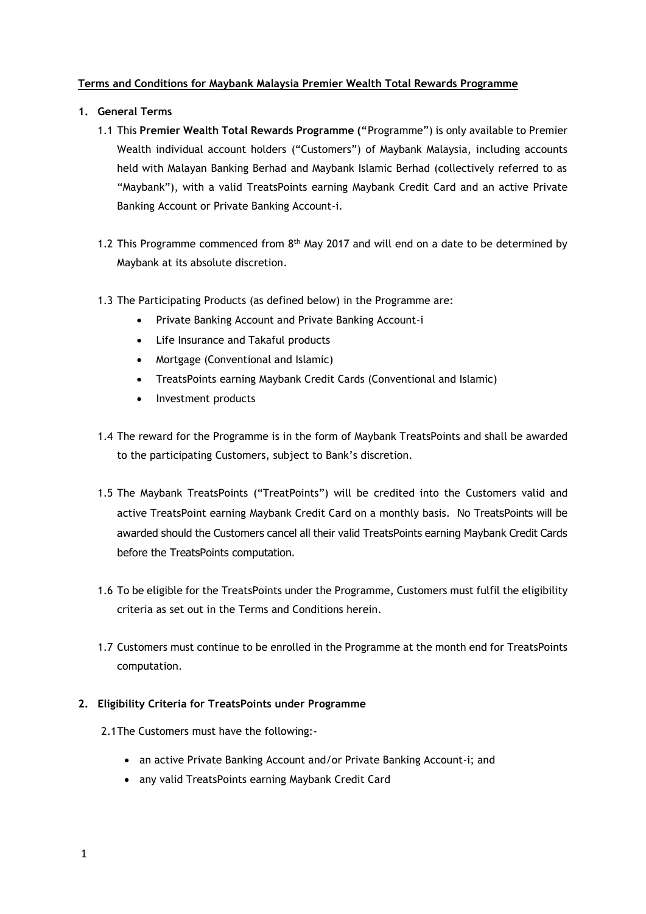**Terms and Conditions for Maybank Malaysia Premier Wealth Total Rewards Programme**

**1. General Terms**

1.1 This **Premier Wealth Total Rewards Programme ("**Programme") is only available to Premier Wealth individual account holders ("Customers") of Maybank Malaysia, including accounts held with Malayan Banking Berhad and Maybank Islamic Berhad (collectively referred to as "Maybank"), with a valid TreatsPoints earning Maybank Credit Card and an active Private Banking Account or Private Banking Account-i.

1.2 This Programme commenced from 8th May 2017 and will end on a date to be determined by Maybank at its absolute discretion.

1.3 The Participating Products (as defined below) in the Programme are:

- Private Banking Account and Private Banking Account-i
- Life Insurance and Takaful products
- Mortgage (Conventional and Islamic)
- TreatsPoints earning Maybank Credit Cards (Conventional and Islamic)
- Investment products

1.4 The reward for the Programme is in the form of Maybank TreatsPoints and shall be awarded to the participating Customers, subject to Bank's discretion.

1.5 The Maybank TreatsPoints ("TreatPoints") will be credited into the Customers valid and active TreatsPoint earning Maybank Credit Card on a monthly basis. No TreatsPoints will be awarded should the Customers cancel all their valid TreatsPoints earning Maybank Credit Cards before the TreatsPoints computation.

1.6 To be eligible for the TreatsPoints under the Programme, Customers must fulfil the eligibility criteria as set out in the Terms and Conditions herein.

1.7 Customers must continue to be enrolled in the Programme at the month end for TreatsPoints computation.

**2. Eligibility Criteria for TreatsPoints under Programme**

2.1The Customers must have the following:-

- an active Private Banking Account and/or Private Banking Account-i; and
- any valid TreatsPoints earning Maybank Credit Card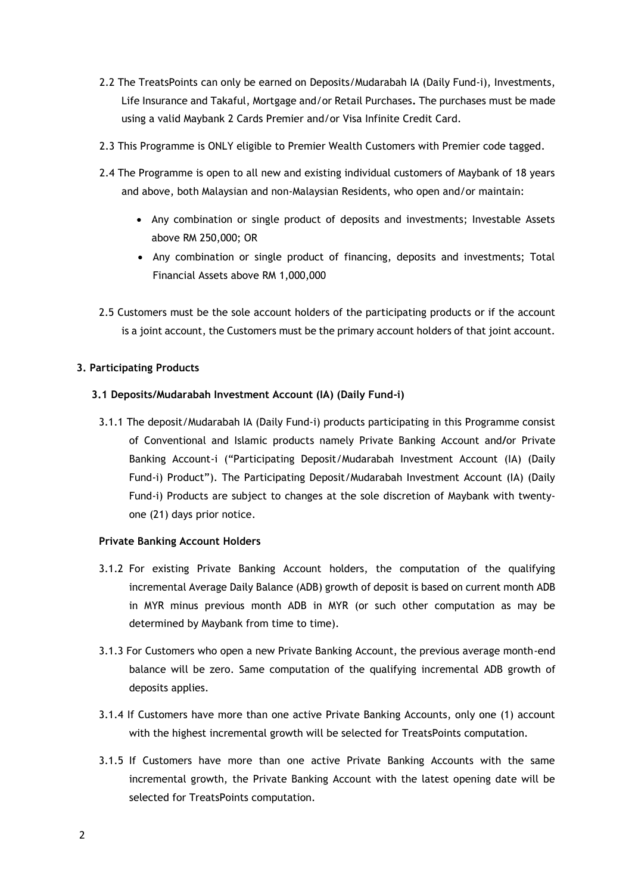2.2 The TreatsPoints can only be earned on Deposits/Mudarabah IA (Daily Fund-i), Investments, Life Insurance and Takaful, Mortgage and/or Retail Purchases**.** The purchases must be made using a valid Maybank 2 Cards Premier and/or Visa Infinite Credit Card.

2.3 This Programme is ONLY eligible to Premier Wealth Customers with Premier code tagged.

2.4 The Programme is open to all new and existing individual customers of Maybank of 18 years and above, both Malaysian and non-Malaysian Residents, who open and/or maintain:

- Any combination or single product of deposits and investments; Investable Assets above RM 250,000; OR
- Any combination or single product of financing, deposits and investments; Total Financial Assets above RM 1,000,000

2.5 Customers must be the sole account holders of the participating products or if the account is a joint account, the Customers must be the primary account holders of that joint account.

### 3. Participating Products

#### 3.1 Deposits/Mudarabah Investment Account (IA) (Daily Fund-i)

3.1.1 The deposit/Mudarabah IA (Daily Fund-i) products participating in this Programme consist of Conventional and Islamic products namely Private Banking Account and**/**or Private Banking Account-i ("Participating Deposit/Mudarabah Investment Account (IA) (Daily Fund-i) Product"). The Participating Deposit/Mudarabah Investment Account (IA) (Daily Fund-i) Products are subject to changes at the sole discretion of Maybank with twenty-one (21) days prior notice.

**Private Banking Account Holders**

3.1.2 For existing Private Banking Account holders, the computation of the qualifying incremental Average Daily Balance (ADB) growth of deposit is based on current month ADB in MYR minus previous month ADB in MYR (or such other computation as may be determined by Maybank from time to time).

3.1.3 For Customers who open a new Private Banking Account, the previous average month-end balance will be zero. Same computation of the qualifying incremental ADB growth of deposits applies.

3.1.4 If Customers have more than one active Private Banking Accounts, only one (1) account with the highest incremental growth will be selected for TreatsPoints computation.

3.1.5 If Customers have more than one active Private Banking Accounts with the same incremental growth, the Private Banking Account with the latest opening date will be selected for TreatsPoints computation.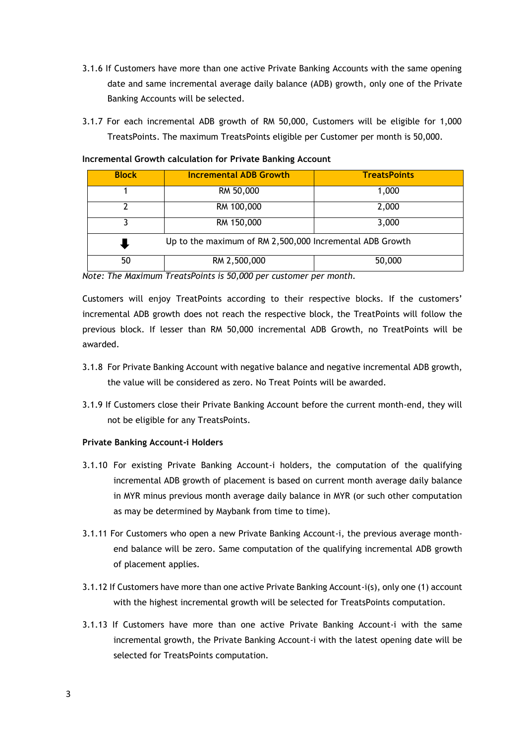3.1.6 If Customers have more than one active Private Banking Accounts with the same opening date and same incremental average daily balance (ADB) growth, only one of the Private Banking Accounts will be selected.

3.1.7 For each incremental ADB growth of RM 50,000, Customers will be eligible for 1,000 TreatsPoints. The maximum TreatsPoints eligible per Customer per month is 50,000.

**Incremental Growth calculation for Private Banking Account**

| Block | Incremental ADB Growth | TreatsPoints |
|---|---|---|
| 1 | RM 50,000 | 1,000 |
| 2 | RM 100,000 | 2,000 |
| 3 | RM 150,000 | 3,000 |
| ⬇ | Up to the maximum of RM 2,500,000 Incremental ADB Growth | |
| 50 | RM 2,500,000 | 50,000 |

*Note: The Maximum TreatsPoints is 50,000 per customer per month.*

Customers will enjoy TreatPoints according to their respective blocks. If the customers' incremental ADB growth does not reach the respective block, the TreatPoints will follow the previous block. If lesser than RM 50,000 incremental ADB Growth, no TreatPoints will be awarded.

3.1.8 For Private Banking Account with negative balance and negative incremental ADB growth, the value will be considered as zero. No Treat Points will be awarded.

3.1.9 If Customers close their Private Banking Account before the current month-end, they will not be eligible for any TreatsPoints.

**Private Banking Account-i Holders**

3.1.10 For existing Private Banking Account-i holders, the computation of the qualifying incremental ADB growth of placement is based on current month average daily balance in MYR minus previous month average daily balance in MYR (or such other computation as may be determined by Maybank from time to time).

3.1.11 For Customers who open a new Private Banking Account-i, the previous average month-end balance will be zero. Same computation of the qualifying incremental ADB growth of placement applies.

3.1.12 If Customers have more than one active Private Banking Account-i(s), only one (1) account with the highest incremental growth will be selected for TreatsPoints computation.

3.1.13 If Customers have more than one active Private Banking Account-i with the same incremental growth, the Private Banking Account-i with the latest opening date will be selected for TreatsPoints computation.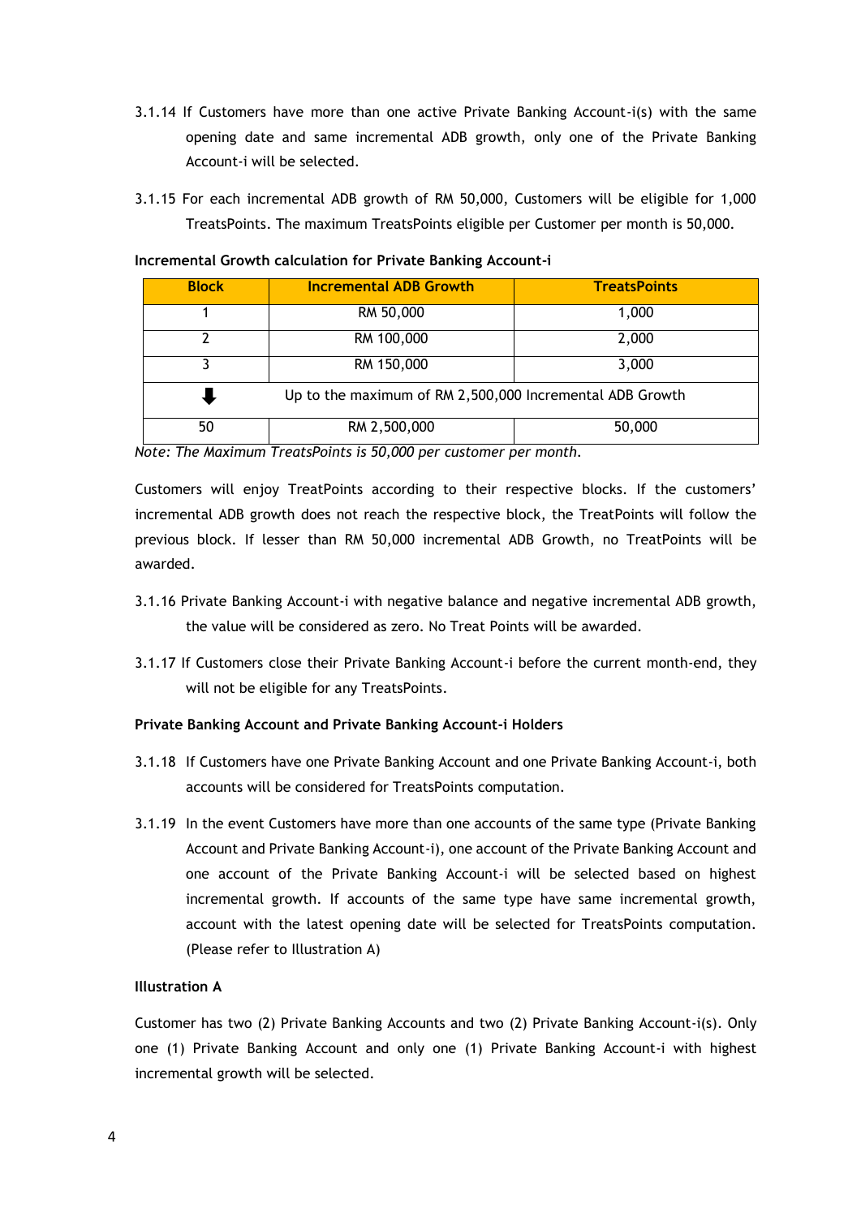3.1.14 If Customers have more than one active Private Banking Account-i(s) with the same opening date and same incremental ADB growth, only one of the Private Banking Account-i will be selected.

3.1.15 For each incremental ADB growth of RM 50,000, Customers will be eligible for 1,000 TreatsPoints. The maximum TreatsPoints eligible per Customer per month is 50,000.

**Incremental Growth calculation for Private Banking Account-i**

| Block | Incremental ADB Growth | TreatsPoints |
|---|---|---|
| 1 | RM 50,000 | 1,000 |
| 2 | RM 100,000 | 2,000 |
| 3 | RM 150,000 | 3,000 |
| ⬇ | Up to the maximum of RM 2,500,000 Incremental ADB Growth | |
| 50 | RM 2,500,000 | 50,000 |

*Note: The Maximum TreatsPoints is 50,000 per customer per month.*

Customers will enjoy TreatPoints according to their respective blocks. If the customers' incremental ADB growth does not reach the respective block, the TreatPoints will follow the previous block. If lesser than RM 50,000 incremental ADB Growth, no TreatPoints will be awarded.

3.1.16 Private Banking Account-i with negative balance and negative incremental ADB growth, the value will be considered as zero. No Treat Points will be awarded.

3.1.17 If Customers close their Private Banking Account-i before the current month-end, they will not be eligible for any TreatsPoints.

**Private Banking Account and Private Banking Account-i Holders**

3.1.18 If Customers have one Private Banking Account and one Private Banking Account-i, both accounts will be considered for TreatsPoints computation.

3.1.19 In the event Customers have more than one accounts of the same type (Private Banking Account and Private Banking Account-i), one account of the Private Banking Account and one account of the Private Banking Account-i will be selected based on highest incremental growth. If accounts of the same type have same incremental growth, account with the latest opening date will be selected for TreatsPoints computation. (Please refer to Illustration A)

**Illustration A**

Customer has two (2) Private Banking Accounts and two (2) Private Banking Account-i(s). Only one (1) Private Banking Account and only one (1) Private Banking Account-i with highest incremental growth will be selected.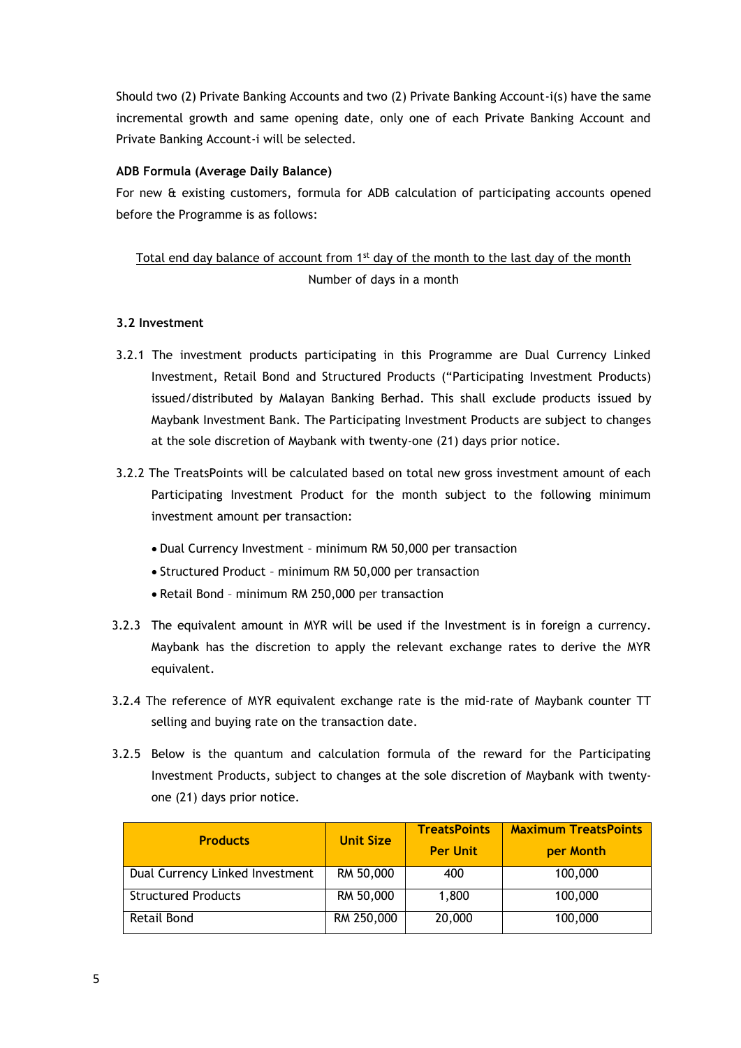Should two (2) Private Banking Accounts and two (2) Private Banking Account-i(s) have the same incremental growth and same opening date, only one of each Private Banking Account and Private Banking Account-i will be selected.

**ADB Formula (Average Daily Balance)**

For new & existing customers, formula for ADB calculation of participating accounts opened before the Programme is as follows:

$$\frac{\text{Total end day balance of account from 1}^{\text{st}}\text{ day of the month to the last day of the month}}{\text{Number of days in a month}}$$

**3.2 Investment**

3.2.1 The investment products participating in this Programme are Dual Currency Linked Investment, Retail Bond and Structured Products ("Participating Investment Products) issued/distributed by Malayan Banking Berhad. This shall exclude products issued by Maybank Investment Bank. The Participating Investment Products are subject to changes at the sole discretion of Maybank with twenty-one (21) days prior notice.

3.2.2 The TreatsPoints will be calculated based on total new gross investment amount of each Participating Investment Product for the month subject to the following minimum investment amount per transaction:

- Dual Currency Investment – minimum RM 50,000 per transaction
- Structured Product – minimum RM 50,000 per transaction
- Retail Bond – minimum RM 250,000 per transaction

3.2.3 The equivalent amount in MYR will be used if the Investment is in foreign a currency. Maybank has the discretion to apply the relevant exchange rates to derive the MYR equivalent.

3.2.4 The reference of MYR equivalent exchange rate is the mid-rate of Maybank counter TT selling and buying rate on the transaction date.

3.2.5 Below is the quantum and calculation formula of the reward for the Participating Investment Products, subject to changes at the sole discretion of Maybank with twenty-one (21) days prior notice.

| Products | Unit Size | TreatsPoints Per Unit | Maximum TreatsPoints per Month |
|---|---|---|---|
| Dual Currency Linked Investment | RM 50,000 | 400 | 100,000 |
| Structured Products | RM 50,000 | 1,800 | 100,000 |
| Retail Bond | RM 250,000 | 20,000 | 100,000 |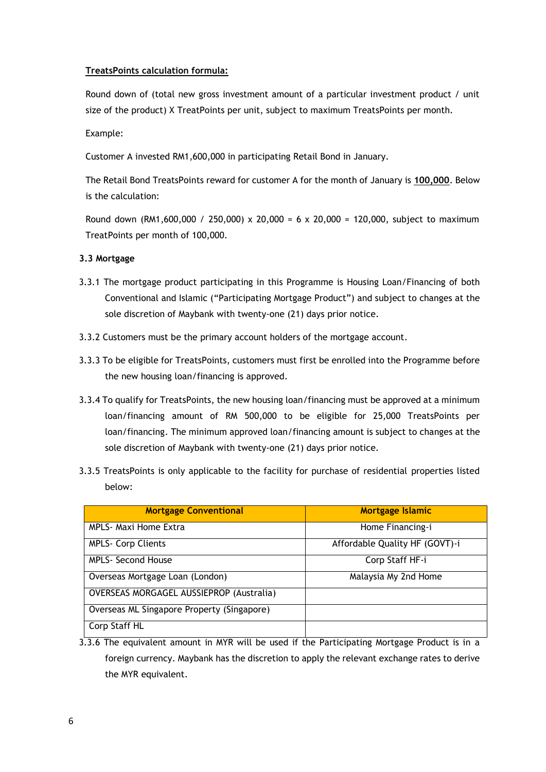**TreatsPoints calculation formula:**

Round down of (total new gross investment amount of a particular investment product / unit size of the product) X TreatPoints per unit, subject to maximum TreatsPoints per month.

Example:

Customer A invested RM1,600,000 in participating Retail Bond in January.

The Retail Bond TreatsPoints reward for customer A for the month of January is **100,000**. Below is the calculation:

Round down (RM1,600,000 / 250,000) x 20,000 = 6 x 20,000 = 120,000, subject to maximum TreatPoints per month of 100,000.

### 3.3 Mortgage

3.3.1 The mortgage product participating in this Programme is Housing Loan/Financing of both Conventional and Islamic ("Participating Mortgage Product") and subject to changes at the sole discretion of Maybank with twenty-one (21) days prior notice.

3.3.2 Customers must be the primary account holders of the mortgage account.

3.3.3 To be eligible for TreatsPoints, customers must first be enrolled into the Programme before the new housing loan/financing is approved.

3.3.4 To qualify for TreatsPoints, the new housing loan/financing must be approved at a minimum loan/financing amount of RM 500,000 to be eligible for 25,000 TreatsPoints per loan/financing. The minimum approved loan/financing amount is subject to changes at the sole discretion of Maybank with twenty-one (21) days prior notice.

3.3.5 TreatsPoints is only applicable to the facility for purchase of residential properties listed below:

| Mortgage Conventional | Mortgage Islamic |
|---|---|
| MPLS- Maxi Home Extra | Home Financing-i |
| MPLS- Corp Clients | Affordable Quality HF (GOVT)-i |
| MPLS- Second House | Corp Staff HF-i |
| Overseas Mortgage Loan (London) | Malaysia My 2nd Home |
| OVERSEAS MORGAGEL AUSSIEPROP (Australia) | |
| Overseas ML Singapore Property (Singapore) | |
| Corp Staff HL | |

3.3.6 The equivalent amount in MYR will be used if the Participating Mortgage Product is in a foreign currency. Maybank has the discretion to apply the relevant exchange rates to derive the MYR equivalent.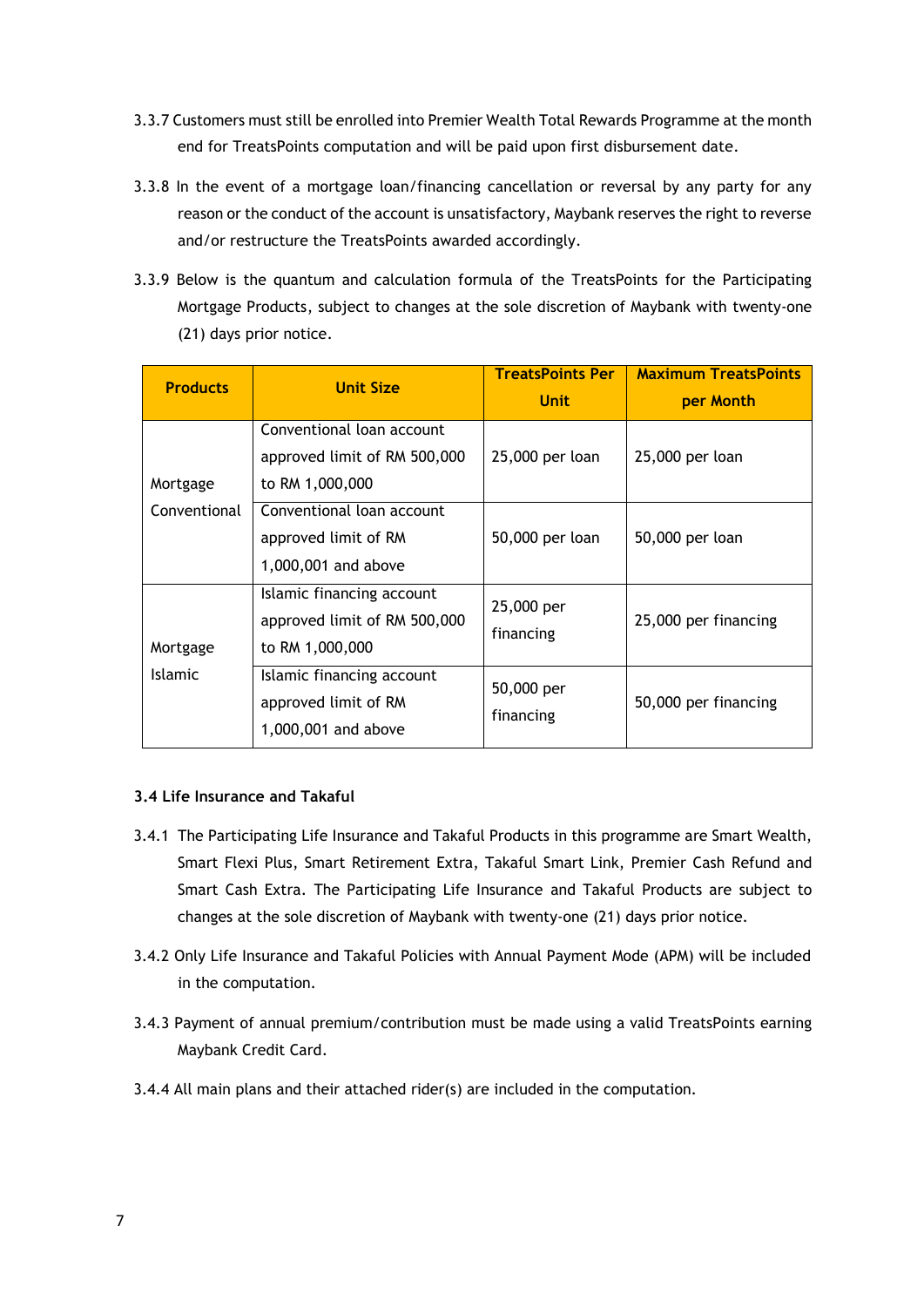3.3.7 Customers must still be enrolled into Premier Wealth Total Rewards Programme at the month end for TreatsPoints computation and will be paid upon first disbursement date.

3.3.8 In the event of a mortgage loan/financing cancellation or reversal by any party for any reason or the conduct of the account is unsatisfactory, Maybank reserves the right to reverse and/or restructure the TreatsPoints awarded accordingly.

3.3.9 Below is the quantum and calculation formula of the TreatsPoints for the Participating Mortgage Products, subject to changes at the sole discretion of Maybank with twenty-one (21) days prior notice.

| Products | Unit Size | TreatsPoints Per Unit | Maximum TreatsPoints per Month |
|---|---|---|---|
| Mortgage Conventional | Conventional loan account approved limit of RM 500,000 to RM 1,000,000 | 25,000 per loan | 25,000 per loan |
| | Conventional loan account approved limit of RM 1,000,001 and above | 50,000 per loan | 50,000 per loan |
| Mortgage Islamic | Islamic financing account approved limit of RM 500,000 to RM 1,000,000 | 25,000 per financing | 25,000 per financing |
| | Islamic financing account approved limit of RM 1,000,001 and above | 50,000 per financing | 50,000 per financing |

### 3.4 Life Insurance and Takaful

3.4.1 The Participating Life Insurance and Takaful Products in this programme are Smart Wealth, Smart Flexi Plus, Smart Retirement Extra, Takaful Smart Link, Premier Cash Refund and Smart Cash Extra. The Participating Life Insurance and Takaful Products are subject to changes at the sole discretion of Maybank with twenty-one (21) days prior notice.

3.4.2 Only Life Insurance and Takaful Policies with Annual Payment Mode (APM) will be included in the computation.

3.4.3 Payment of annual premium/contribution must be made using a valid TreatsPoints earning Maybank Credit Card.

3.4.4 All main plans and their attached rider(s) are included in the computation.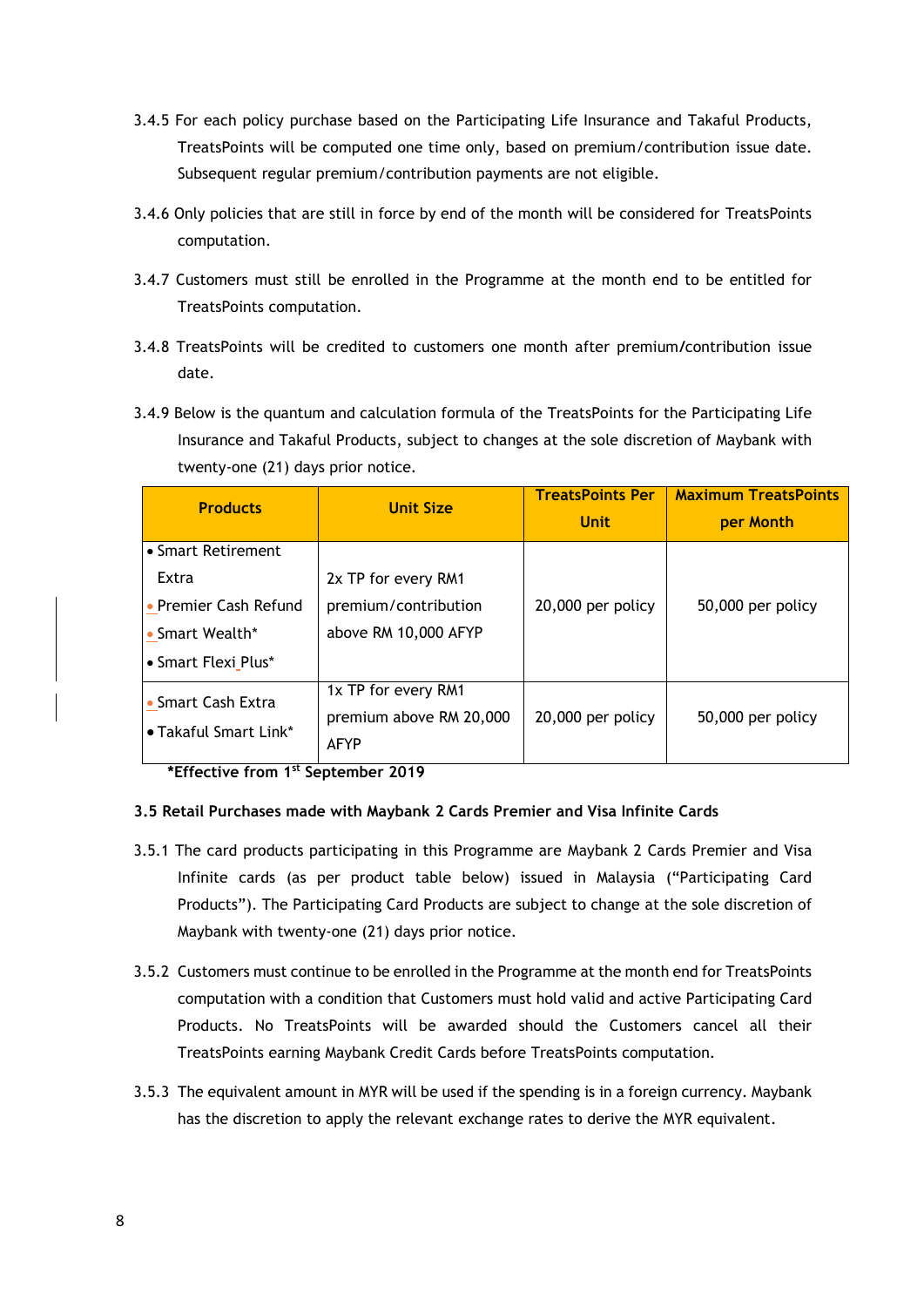3.4.5 For each policy purchase based on the Participating Life Insurance and Takaful Products, TreatsPoints will be computed one time only, based on premium/contribution issue date. Subsequent regular premium/contribution payments are not eligible.

3.4.6 Only policies that are still in force by end of the month will be considered for TreatsPoints computation.

3.4.7 Customers must still be enrolled in the Programme at the month end to be entitled for TreatsPoints computation.

3.4.8 TreatsPoints will be credited to customers one month after premium/contribution issue date.

3.4.9 Below is the quantum and calculation formula of the TreatsPoints for the Participating Life Insurance and Takaful Products, subject to changes at the sole discretion of Maybank with twenty-one (21) days prior notice.

| Products | Unit Size | TreatsPoints Per Unit | Maximum TreatsPoints per Month |
|---|---|---|---|
| • Smart Retirement Extra<br>• Premier Cash Refund<br>• Smart Wealth*<br>• Smart Flexi Plus* | 2x TP for every RM1 premium/contribution above RM 10,000 AFYP | 20,000 per policy | 50,000 per policy |
| • Smart Cash Extra<br>• Takaful Smart Link* | 1x TP for every RM1 premium above RM 20,000 AFYP | 20,000 per policy | 50,000 per policy |

**\*Effective from 1st September 2019**

**3.5 Retail Purchases made with Maybank 2 Cards Premier and Visa Infinite Cards**

3.5.1 The card products participating in this Programme are Maybank 2 Cards Premier and Visa Infinite cards (as per product table below) issued in Malaysia ("Participating Card Products"). The Participating Card Products are subject to change at the sole discretion of Maybank with twenty-one (21) days prior notice.

3.5.2 Customers must continue to be enrolled in the Programme at the month end for TreatsPoints computation with a condition that Customers must hold valid and active Participating Card Products. No TreatsPoints will be awarded should the Customers cancel all their TreatsPoints earning Maybank Credit Cards before TreatsPoints computation.

3.5.3 The equivalent amount in MYR will be used if the spending is in a foreign currency. Maybank has the discretion to apply the relevant exchange rates to derive the MYR equivalent.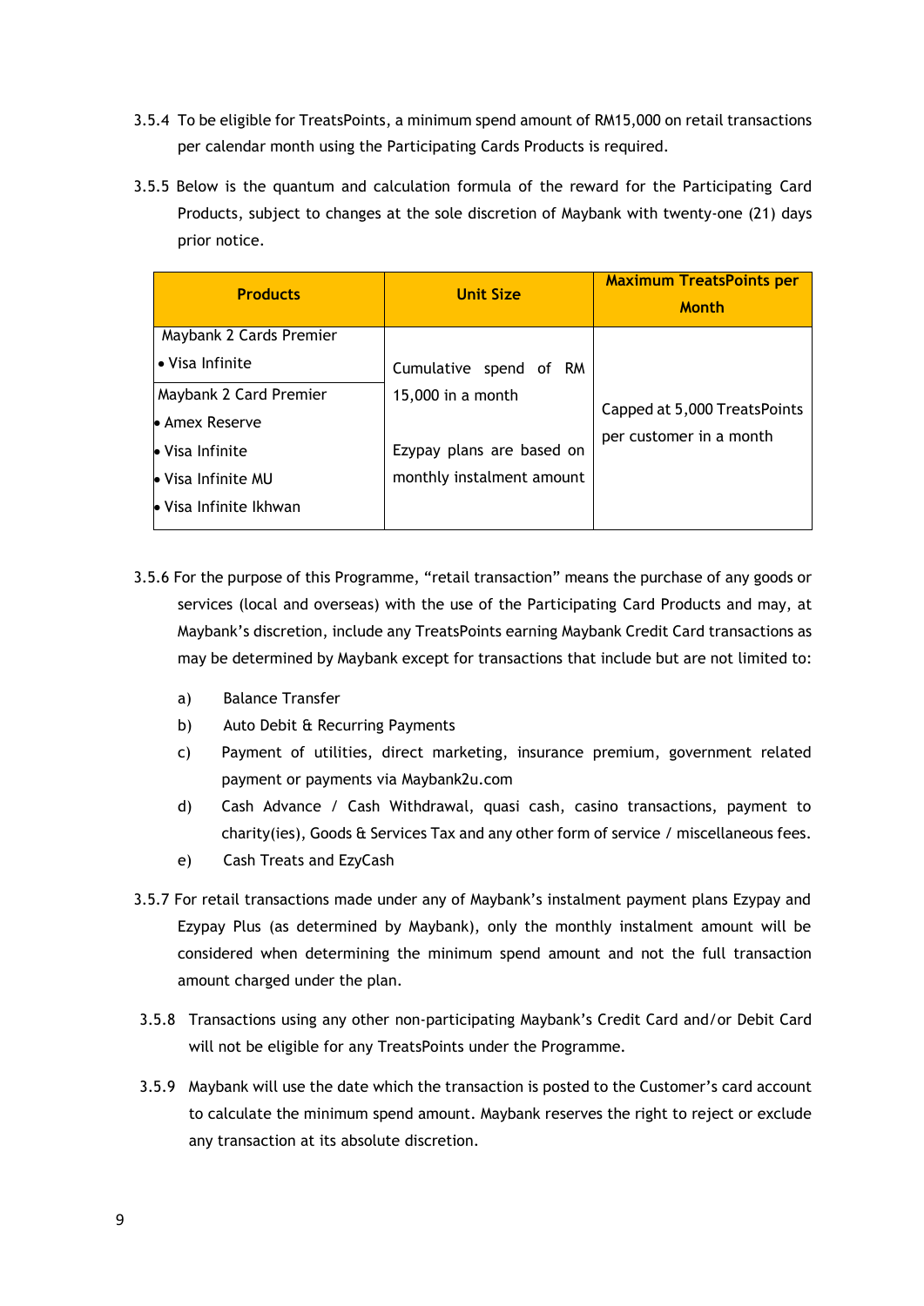3.5.4 To be eligible for TreatsPoints, a minimum spend amount of RM15,000 on retail transactions per calendar month using the Participating Cards Products is required.

3.5.5 Below is the quantum and calculation formula of the reward for the Participating Card Products, subject to changes at the sole discretion of Maybank with twenty-one (21) days prior notice.

| Products | Unit Size | Maximum TreatsPoints per Month |
|---|---|---|
| Maybank 2 Cards Premier<br>• Visa Infinite | Cumulative spend of RM 15,000 in a month<br><br>Ezypay plans are based on monthly instalment amount | Capped at 5,000 TreatsPoints per customer in a month |
| Maybank 2 Card Premier<br>• Amex Reserve<br>• Visa Infinite<br>• Visa Infinite MU<br>• Visa Infinite Ikhwan | | |

3.5.6 For the purpose of this Programme, "retail transaction" means the purchase of any goods or services (local and overseas) with the use of the Participating Card Products and may, at Maybank's discretion, include any TreatsPoints earning Maybank Credit Card transactions as may be determined by Maybank except for transactions that include but are not limited to:

a) Balance Transfer

b) Auto Debit & Recurring Payments

c) Payment of utilities, direct marketing, insurance premium, government related payment or payments via Maybank2u.com

d) Cash Advance / Cash Withdrawal, quasi cash, casino transactions, payment to charity(ies), Goods & Services Tax and any other form of service / miscellaneous fees.

e) Cash Treats and EzyCash

3.5.7 For retail transactions made under any of Maybank's instalment payment plans Ezypay and Ezypay Plus (as determined by Maybank), only the monthly instalment amount will be considered when determining the minimum spend amount and not the full transaction amount charged under the plan.

3.5.8 Transactions using any other non-participating Maybank's Credit Card and/or Debit Card will not be eligible for any TreatsPoints under the Programme.

3.5.9 Maybank will use the date which the transaction is posted to the Customer's card account to calculate the minimum spend amount. Maybank reserves the right to reject or exclude any transaction at its absolute discretion.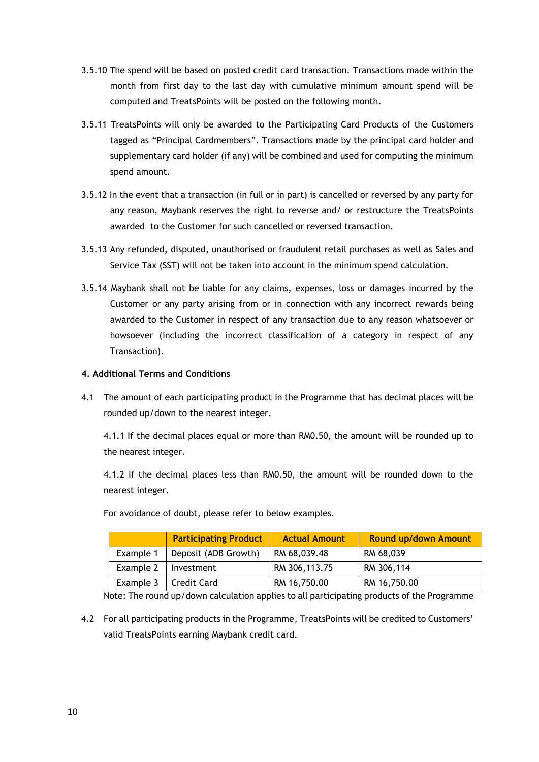3.5.10 The spend will be based on posted credit card transaction. Transactions made within the month from first day to the last day with cumulative minimum amount spend will be computed and TreatsPoints will be posted on the following month.

3.5.11 TreatsPoints will only be awarded to the Participating Card Products of the Customers tagged as "Principal Cardmembers". Transactions made by the principal card holder and supplementary card holder (if any) will be combined and used for computing the minimum spend amount.

3.5.12 In the event that a transaction (in full or in part) is cancelled or reversed by any party for any reason, Maybank reserves the right to reverse and/ or restructure the TreatsPoints awarded to the Customer for such cancelled or reversed transaction.

3.5.13 Any refunded, disputed, unauthorised or fraudulent retail purchases as well as Sales and Service Tax (SST) will not be taken into account in the minimum spend calculation.

3.5.14 Maybank shall not be liable for any claims, expenses, loss or damages incurred by the Customer or any party arising from or in connection with any incorrect rewards being awarded to the Customer in respect of any transaction due to any reason whatsoever or howsoever (including the incorrect classification of a category in respect of any Transaction).

**4. Additional Terms and Conditions**

4.1 The amount of each participating product in the Programme that has decimal places will be rounded up/down to the nearest integer.

4.1.1 If the decimal places equal or more than RM0.50, the amount will be rounded up to the nearest integer.

4.1.2 If the decimal places less than RM0.50, the amount will be rounded down to the nearest integer.

For avoidance of doubt, please refer to below examples.

| | Participating Product | Actual Amount | Round up/down Amount |
|---|---|---|---|
| Example 1 | Deposit (ADB Growth) | RM 68,039.48 | RM 68,039 |
| Example 2 | Investment | RM 306,113.75 | RM 306,114 |
| Example 3 | Credit Card | RM 16,750.00 | RM 16,750.00 |

Note: The round up/down calculation applies to all participating products of the Programme

4.2 For all participating products in the Programme, TreatsPoints will be credited to Customers' valid TreatsPoints earning Maybank credit card.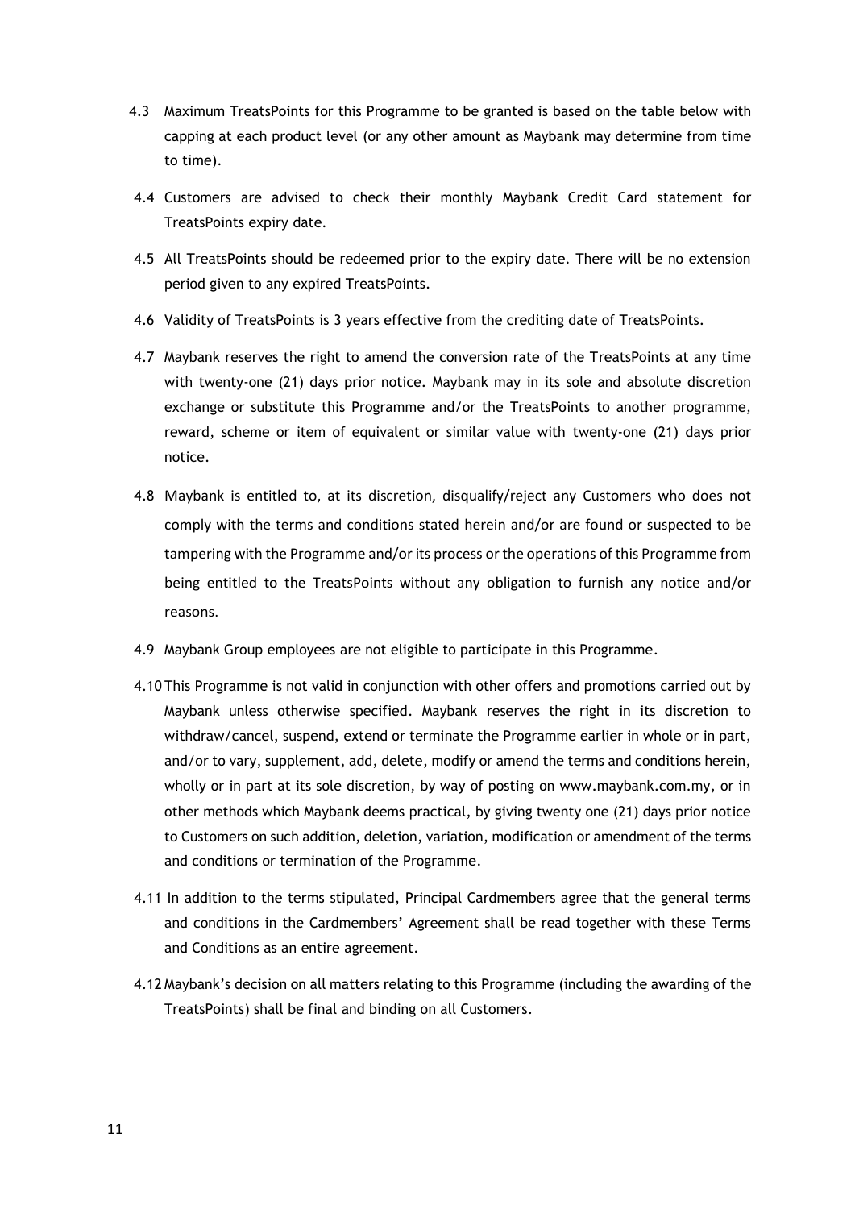4.3 Maximum TreatsPoints for this Programme to be granted is based on the table below with capping at each product level (or any other amount as Maybank may determine from time to time).

4.4 Customers are advised to check their monthly Maybank Credit Card statement for TreatsPoints expiry date.

4.5 All TreatsPoints should be redeemed prior to the expiry date. There will be no extension period given to any expired TreatsPoints.

4.6 Validity of TreatsPoints is 3 years effective from the crediting date of TreatsPoints.

4.7 Maybank reserves the right to amend the conversion rate of the TreatsPoints at any time with twenty-one (21) days prior notice. Maybank may in its sole and absolute discretion exchange or substitute this Programme and/or the TreatsPoints to another programme, reward, scheme or item of equivalent or similar value with twenty-one (21) days prior notice.

4.8 Maybank is entitled to, at its discretion, disqualify/reject any Customers who does not comply with the terms and conditions stated herein and/or are found or suspected to be tampering with the Programme and/or its process or the operations of this Programme from being entitled to the TreatsPoints without any obligation to furnish any notice and/or reasons.

4.9 Maybank Group employees are not eligible to participate in this Programme.

4.10 This Programme is not valid in conjunction with other offers and promotions carried out by Maybank unless otherwise specified. Maybank reserves the right in its discretion to withdraw/cancel, suspend, extend or terminate the Programme earlier in whole or in part, and/or to vary, supplement, add, delete, modify or amend the terms and conditions herein, wholly or in part at its sole discretion, by way of posting on www.maybank.com.my, or in other methods which Maybank deems practical, by giving twenty one (21) days prior notice to Customers on such addition, deletion, variation, modification or amendment of the terms and conditions or termination of the Programme.

4.11 In addition to the terms stipulated, Principal Cardmembers agree that the general terms and conditions in the Cardmembers' Agreement shall be read together with these Terms and Conditions as an entire agreement.

4.12 Maybank's decision on all matters relating to this Programme (including the awarding of the TreatsPoints) shall be final and binding on all Customers.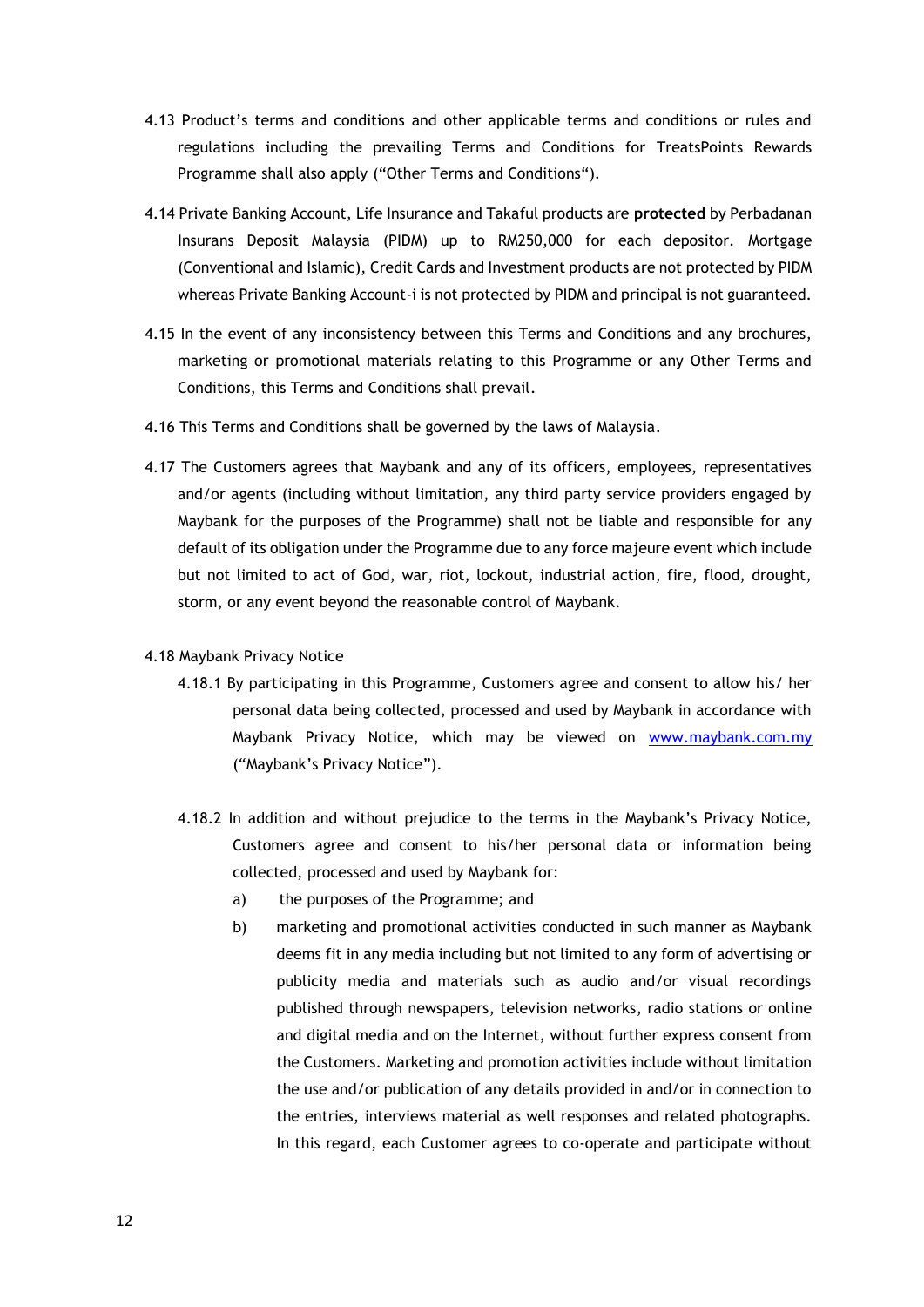4.13 Product's terms and conditions and other applicable terms and conditions or rules and regulations including the prevailing Terms and Conditions for TreatsPoints Rewards Programme shall also apply ("Other Terms and Conditions").

4.14 Private Banking Account, Life Insurance and Takaful products are **protected** by Perbadanan Insurans Deposit Malaysia (PIDM) up to RM250,000 for each depositor. Mortgage (Conventional and Islamic), Credit Cards and Investment products are not protected by PIDM whereas Private Banking Account-i is not protected by PIDM and principal is not guaranteed.

4.15 In the event of any inconsistency between this Terms and Conditions and any brochures, marketing or promotional materials relating to this Programme or any Other Terms and Conditions, this Terms and Conditions shall prevail.

4.16 This Terms and Conditions shall be governed by the laws of Malaysia.

4.17 The Customers agrees that Maybank and any of its officers, employees, representatives and/or agents (including without limitation, any third party service providers engaged by Maybank for the purposes of the Programme) shall not be liable and responsible for any default of its obligation under the Programme due to any force majeure event which include but not limited to act of God, war, riot, lockout, industrial action, fire, flood, drought, storm, or any event beyond the reasonable control of Maybank.

4.18 Maybank Privacy Notice

4.18.1 By participating in this Programme, Customers agree and consent to allow his/ her personal data being collected, processed and used by Maybank in accordance with Maybank Privacy Notice, which may be viewed on www.maybank.com.my ("Maybank's Privacy Notice").

4.18.2 In addition and without prejudice to the terms in the Maybank's Privacy Notice, Customers agree and consent to his/her personal data or information being collected, processed and used by Maybank for:

a) the purposes of the Programme; and

b) marketing and promotional activities conducted in such manner as Maybank deems fit in any media including but not limited to any form of advertising or publicity media and materials such as audio and/or visual recordings published through newspapers, television networks, radio stations or online and digital media and on the Internet, without further express consent from the Customers. Marketing and promotion activities include without limitation the use and/or publication of any details provided in and/or in connection to the entries, interviews material as well responses and related photographs. In this regard, each Customer agrees to co-operate and participate without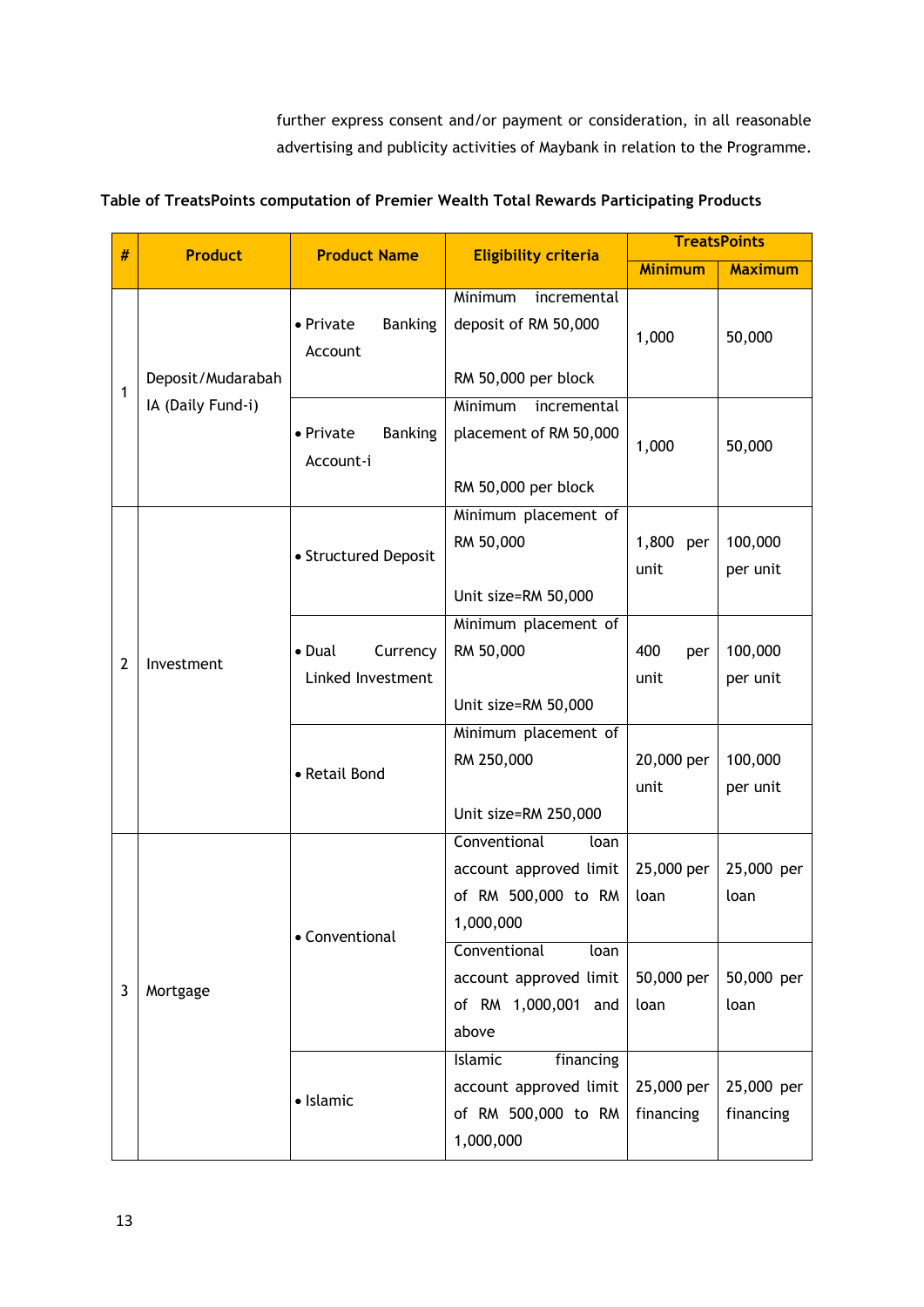further express consent and/or payment or consideration, in all reasonable advertising and publicity activities of Maybank in relation to the Programme.

**Table of TreatsPoints computation of Premier Wealth Total Rewards Participating Products**

| # | Product | Product Name | Eligibility criteria | TreatsPoints | |
|---|---|---|---|---|---|
| | | | | Minimum | Maximum |
| 1 | Deposit/Mudarabah IA (Daily Fund-i) | • Private Banking Account | Minimum incremental deposit of RM 50,000<br><br>RM 50,000 per block | 1,000 | 50,000 |
| | | • Private Banking Account-i | Minimum incremental placement of RM 50,000<br><br>RM 50,000 per block | 1,000 | 50,000 |
| 2 | Investment | • Structured Deposit | Minimum placement of RM 50,000<br><br>Unit size=RM 50,000 | 1,800 per unit | 100,000 per unit |
| | | • Dual Currency Linked Investment | Minimum placement of RM 50,000<br><br>Unit size=RM 50,000 | 400 per unit | 100,000 per unit |
| | | • Retail Bond | Minimum placement of RM 250,000<br><br>Unit size=RM 250,000 | 20,000 per unit | 100,000 per unit |
| 3 | Mortgage | • Conventional | Conventional loan account approved limit of RM 500,000 to RM 1,000,000 | 25,000 per loan | 25,000 per loan |
| | | | Conventional loan account approved limit of RM 1,000,001 and above | 50,000 per loan | 50,000 per loan |
| | | • Islamic | Islamic financing account approved limit of RM 500,000 to RM 1,000,000 | 25,000 per financing | 25,000 per financing |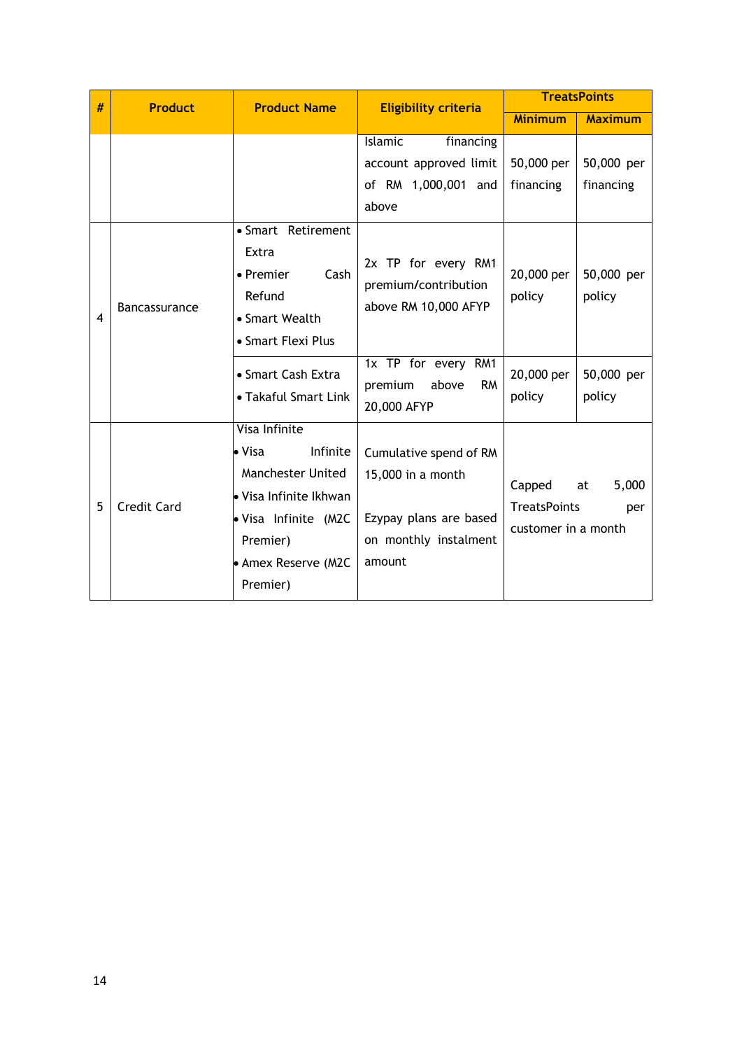| # | Product | Product Name | Eligibility criteria | TreatsPoints | |
|---|---|---|---|---|---|
| | | | | Minimum | Maximum |
| | | | Islamic financing account approved limit of RM 1,000,001 and above | 50,000 per financing | 50,000 per financing |
| 4 | Bancassurance | • Smart Retirement Extra<br>• Premier Cash Refund<br>• Smart Wealth<br>• Smart Flexi Plus | 2x TP for every RM1 premium/contribution above RM 10,000 AFYP | 20,000 per policy | 50,000 per policy |
| | | • Smart Cash Extra<br>• Takaful Smart Link | 1x TP for every RM1 premium above RM 20,000 AFYP | 20,000 per policy | 50,000 per policy |
| 5 | Credit Card | Visa Infinite<br>• Visa Infinite Manchester United<br>• Visa Infinite Ikhwan<br>• Visa Infinite (M2C Premier)<br>• Amex Reserve (M2C Premier) | Cumulative spend of RM 15,000 in a month<br><br>Ezypay plans are based on monthly instalment amount | Capped at 5,000 TreatsPoints per customer in a month | |